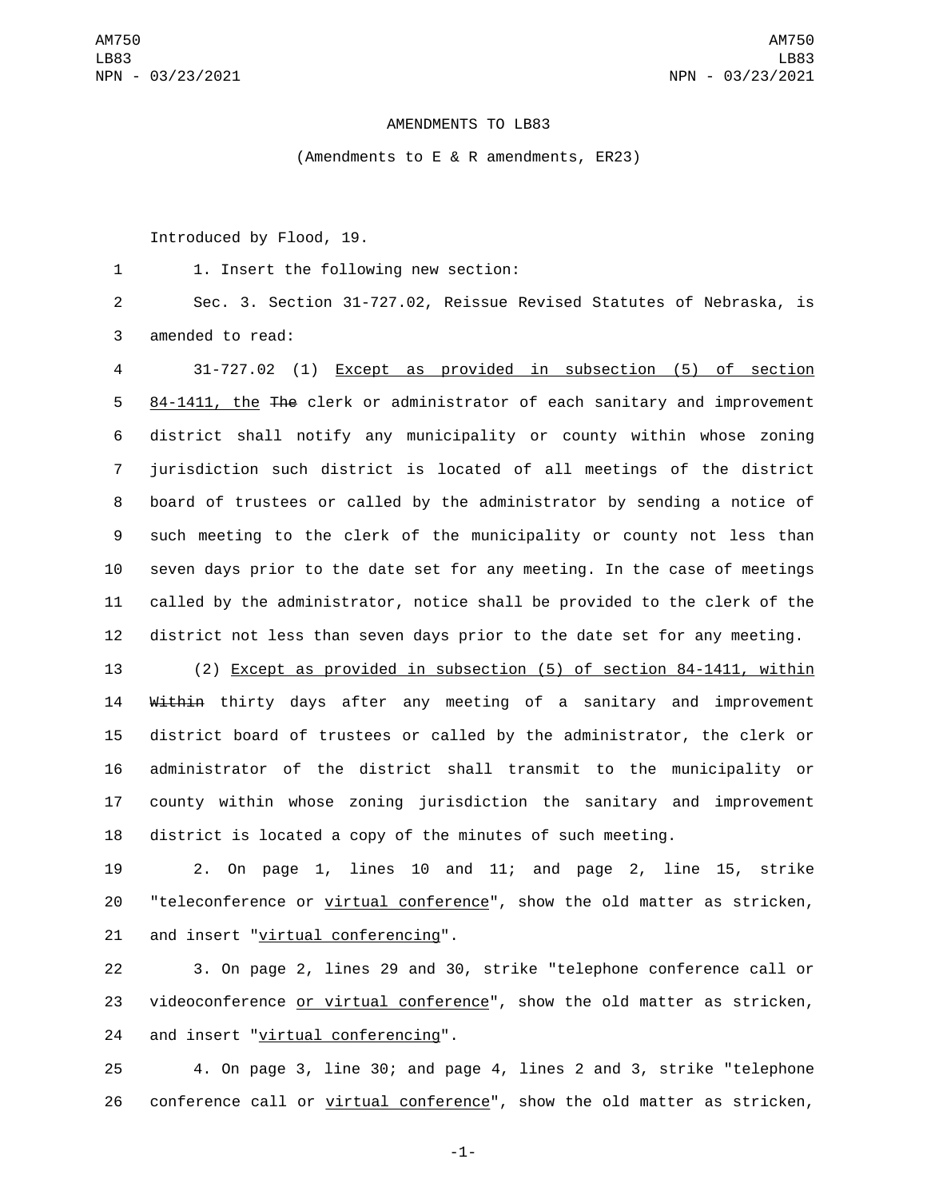AMENDMENTS TO LB83

(Amendments to E & R amendments, ER23)

Introduced by Flood, 19.

1. Insert the following new section:

Sec. 3. Section 31-727.02, Reissue Revised Statutes of Nebraska, is amended to read:

31-727.02 (1) <u>Except as provided in subsection (5) of section 84-1411, the</u> ~~The~~ clerk or administrator of each sanitary and improvement district shall notify any municipality or county within whose zoning jurisdiction such district is located of all meetings of the district board of trustees or called by the administrator by sending a notice of such meeting to the clerk of the municipality or county not less than seven days prior to the date set for any meeting. In the case of meetings called by the administrator, notice shall be provided to the clerk of the district not less than seven days prior to the date set for any meeting.

(2) <u>Except as provided in subsection (5) of section 84-1411, within</u> ~~Within~~ thirty days after any meeting of a sanitary and improvement district board of trustees or called by the administrator, the clerk or administrator of the district shall transmit to the municipality or county within whose zoning jurisdiction the sanitary and improvement district is located a copy of the minutes of such meeting.

2. On page 1, lines 10 and 11; and page 2, line 15, strike "teleconference or <u>virtual conference</u>", show the old matter as stricken, and insert "<u>virtual conferencing</u>".

3. On page 2, lines 29 and 30, strike "telephone conference call or videoconference <u>or virtual conference</u>", show the old matter as stricken, and insert "<u>virtual conferencing</u>".

4. On page 3, line 30; and page 4, lines 2 and 3, strike "telephone conference call or <u>virtual conference</u>", show the old matter as stricken,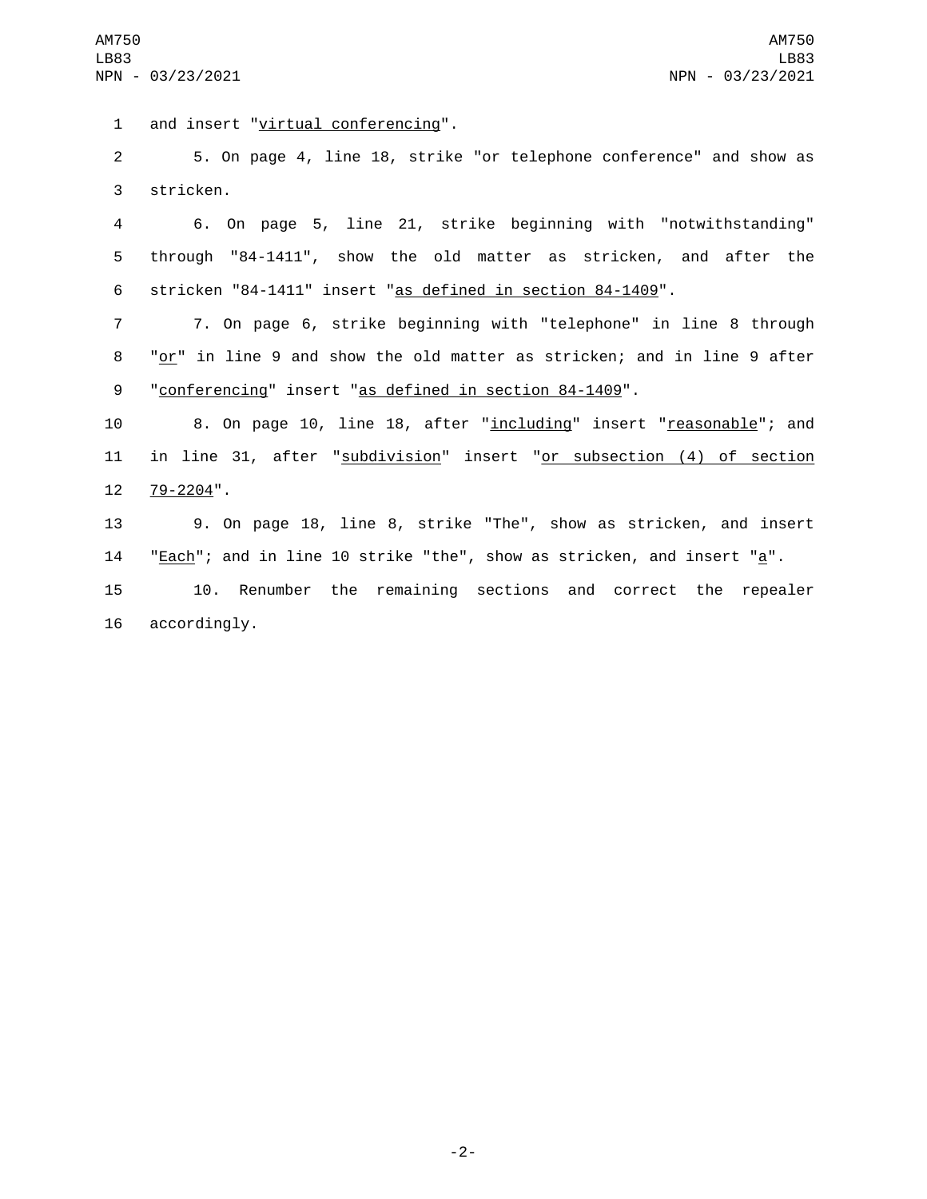and insert "virtual conferencing".

5. On page 4, line 18, strike "or telephone conference" and show as stricken.

6. On page 5, line 21, strike beginning with "notwithstanding" through "84-1411", show the old matter as stricken, and after the stricken "84-1411" insert "as defined in section 84-1409".

7. On page 6, strike beginning with "telephone" in line 8 through "or" in line 9 and show the old matter as stricken; and in line 9 after "conferencing" insert "as defined in section 84-1409".

8. On page 10, line 18, after "including" insert "reasonable"; and in line 31, after "subdivision" insert "or subsection (4) of section 79-2204".

9. On page 18, line 8, strike "The", show as stricken, and insert "Each"; and in line 10 strike "the", show as stricken, and insert "a".

10. Renumber the remaining sections and correct the repealer accordingly.